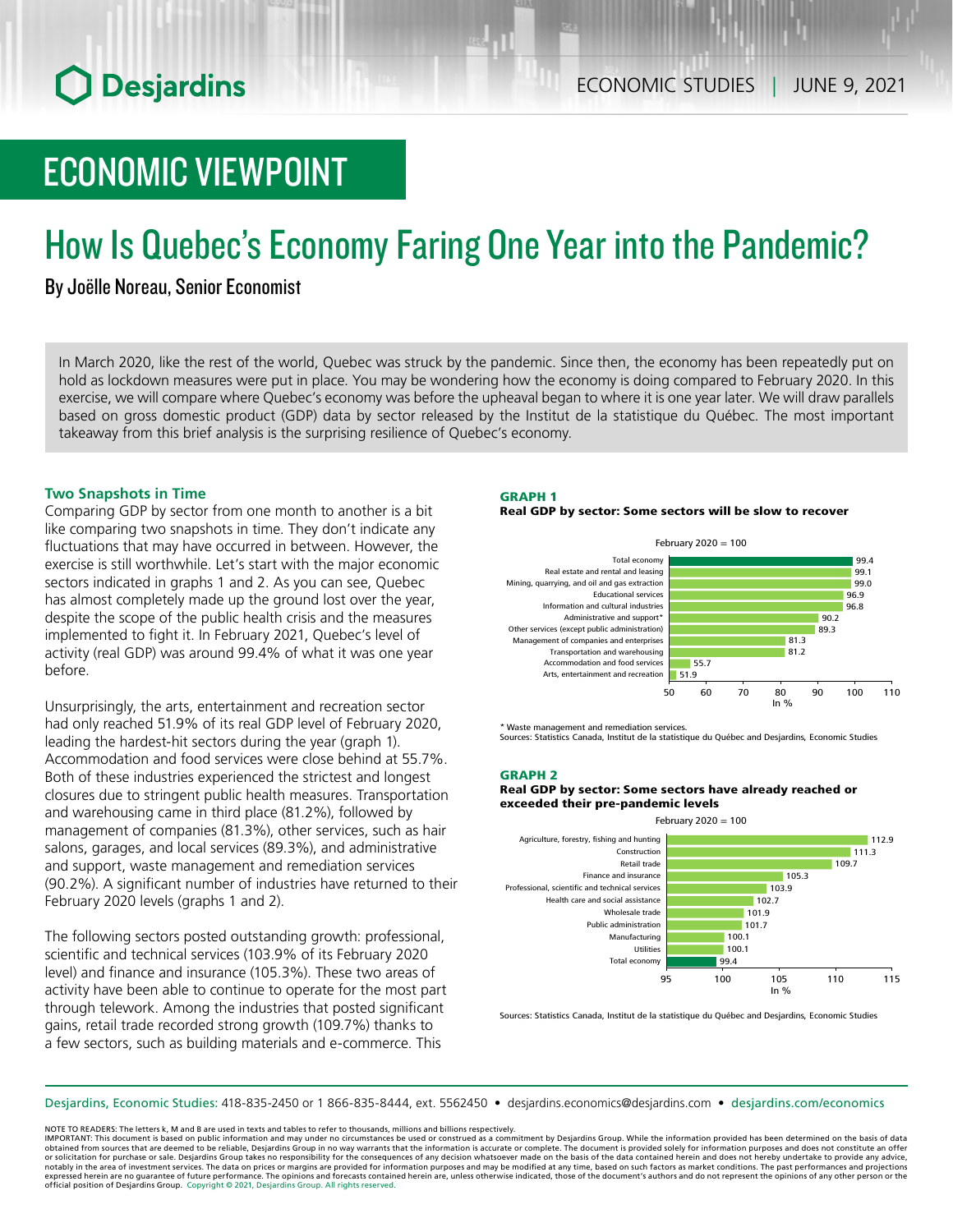ECONOMIC STUDIES | JUNE 9, 2021

# ECONOMIC VIEWPOINT

# How Is Quebec's Economy Faring One Year into the Pandemic?

By Joëlle Noreau, Senior Economist

In March 2020, like the rest of the world, Quebec was struck by the pandemic. Since then, the economy has been repeatedly put on hold as lockdown measures were put in place. You may be wondering how the economy is doing compared to February 2020. In this exercise, we will compare where Quebec's economy was before the upheaval began to where it is one year later. We will draw parallels based on gross domestic product (GDP) data by sector released by the Institut de la statistique du Québec. The most important takeaway from this brief analysis is the surprising resilience of Quebec's economy.

### Two Snapshots in Time

Comparing GDP by sector from one month to another is a bit like comparing two snapshots in time. They don't indicate any fluctuations that may have occurred in between. However, the exercise is still worthwhile. Let's start with the major economic sectors indicated in graphs 1 and 2. As you can see, Quebec has almost completely made up the ground lost over the year, despite the scope of the public health crisis and the measures implemented to fight it. In February 2021, Quebec's level of activity (real GDP) was around 99.4% of what it was one year before.

Unsurprisingly, the arts, entertainment and recreation sector had only reached 51.9% of its real GDP level of February 2020, leading the hardest-hit sectors during the year (graph 1). Accommodation and food services were close behind at 55.7%. Both of these industries experienced the strictest and longest closures due to stringent public health measures. Transportation and warehousing came in third place (81.2%), followed by management of companies (81.3%), other services, such as hair salons, garages, and local services (89.3%), and administrative and support, waste management and remediation services (90.2%). A significant number of industries have returned to their February 2020 levels (graphs 1 and 2).

The following sectors posted outstanding growth: professional, scientific and technical services (103.9% of its February 2020 level) and finance and insurance (105.3%). These two areas of activity have been able to continue to operate for the most part through telework. Among the industries that posted significant gains, retail trade recorded strong growth (109.7%) thanks to a few sectors, such as building materials and e-commerce. This

**GRAPH 1**
**Real GDP by sector: Some sectors will be slow to recover**

February 2020 = 100

| Sector | In % |
|---|---|
| Total economy | 99.4 |
| Real estate and rental and leasing | 99.1 |
| Mining, quarrying, and oil and gas extraction | 99.0 |
| Educational services | 96.9 |
| Information and cultural industries | 96.8 |
| Administrative and support* | 90.2 |
| Other services (except public administration) | 89.3 |
| Management of companies and enterprises | 81.3 |
| Transportation and warehousing | 81.2 |
| Accommodation and food services | 55.7 |
| Arts, entertainment and recreation | 51.9 |

\* Waste management and remediation services.
Sources: Statistics Canada, Institut de la statistique du Québec and Desjardins, Economic Studies

**GRAPH 2**
**Real GDP by sector: Some sectors have already reached or exceeded their pre-pandemic levels**

February 2020 = 100

| Sector | In % |
|---|---|
| Agriculture, forestry, fishing and hunting | 112.9 |
| Construction | 111.3 |
| Retail trade | 109.7 |
| Finance and insurance | 105.3 |
| Professional, scientific and technical services | 103.9 |
| Health care and social assistance | 102.7 |
| Wholesale trade | 101.9 |
| Public administration | 101.7 |
| Manufacturing | 100.1 |
| Utilities | 100.1 |
| Total economy | 99.4 |

Sources: Statistics Canada, Institut de la statistique du Québec and Desjardins, Economic Studies

Desjardins, Economic Studies: 418-835-2450 or 1 866-835-8444, ext. 5562450 • desjardins.economics@desjardins.com • desjardins.com/economics

NOTE TO READERS: The letters k, M and B are used in texts and tables to refer to thousands, millions and billions respectively.
IMPORTANT: This document is based on public information and may under no circumstances be used or construed as a commitment by Desjardins Group. While the information provided has been determined on the basis of data obtained from sources that are deemed to be reliable, Desjardins Group in no way warrants that the information is accurate or complete. The document is provided solely for information purposes and does not constitute an offer or solicitation for purchase or sale. Desjardins Group takes no responsibility for the consequences of any decision whatsoever made on the basis of the data contained herein and does not hereby undertake to provide any advice, notably in the area of investment services. The data on prices or margins are provided for information purposes and may be modified at any time, based on such factors as market conditions. The past performances and projections expressed herein are no guarantee of future performance. The opinions and forecasts contained herein are, unless otherwise indicated, those of the document's authors and do not represent the opinions of any other person or the official position of Desjardins Group. Copyright © 2021, Desjardins Group. All rights reserved.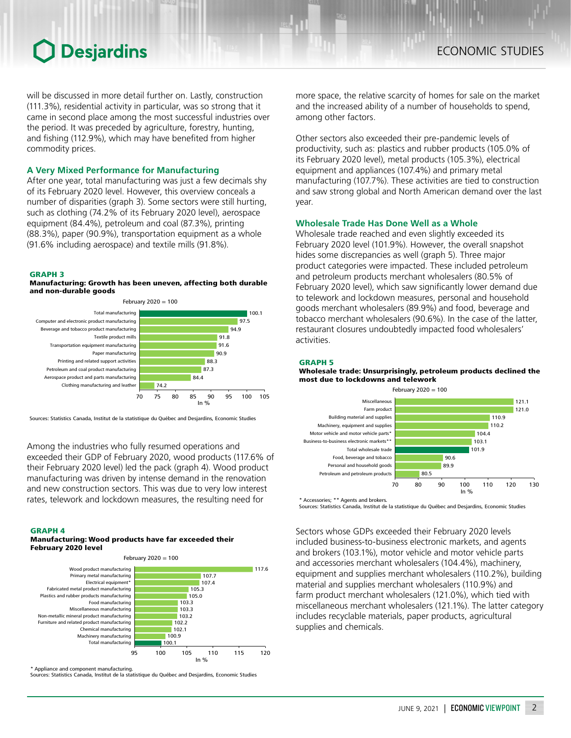will be discussed in more detail further on. Lastly, construction (111.3%), residential activity in particular, was so strong that it came in second place among the most successful industries over the period. It was preceded by agriculture, forestry, hunting, and fishing (112.9%), which may have benefited from higher commodity prices.

### A Very Mixed Performance for Manufacturing

After one year, total manufacturing was just a few decimals shy of its February 2020 level. However, this overview conceals a number of disparities (graph 3). Some sectors were still hurting, such as clothing (74.2% of its February 2020 level), aerospace equipment (84.4%), petroleum and coal (87.3%), printing (88.3%), paper (90.9%), transportation equipment as a whole (91.6% including aerospace) and textile mills (91.8%).

**GRAPH 3**
**Manufacturing: Growth has been uneven, affecting both durable and non-durable goods**

February 2020 = 100

| Sector | In % |
|---|---|
| Total manufacturing | 100.1 |
| Computer and electronic product manufacturing | 97.5 |
| Beverage and tobacco product manufacturing | 94.9 |
| Textile product mills | 91.8 |
| Transportation equipment manufacturing | 91.6 |
| Paper manufacturing | 90.9 |
| Printing and related support activities | 88.3 |
| Petroleum and coal product manufacturing | 87.3 |
| Aerospace product and parts manufacturing | 84.4 |
| Clothing manufacturing and leather | 74.2 |

Sources: Statistics Canada, Institut de la statistique du Québec and Desjardins, Economic Studies

Among the industries who fully resumed operations and exceeded their GDP of February 2020, wood products (117.6% of their February 2020 level) led the pack (graph 4). Wood product manufacturing was driven by intense demand in the renovation and new construction sectors. This was due to very low interest rates, telework and lockdown measures, the resulting need for more space, the relative scarcity of homes for sale on the market and the increased ability of a number of households to spend, among other factors.

**GRAPH 4**
**Manufacturing: Wood products have far exceeded their February 2020 level**

February 2020 = 100

| Sector | In % |
|---|---|
| Wood product manufacturing | 117.6 |
| Primary metal manufacturing | 107.7 |
| Electrical equipment* | 107.4 |
| Fabricated metal product manufacturing | 105.3 |
| Plastics and rubber products manufacturing | 105.0 |
| Food manufacturing | 103.3 |
| Miscellaneous manufacturing | 103.3 |
| Non-metallic mineral product manufacturing | 103.2 |
| Furniture and related product manufacturing | 102.2 |
| Chemical manufacturing | 102.1 |
| Machinery manufacturing | 100.9 |
| Total manufacturing | 100.1 |

\* Appliance and component manufacturing.
Sources: Statistics Canada, Institut de la statistique du Québec and Desjardins, Economic Studies

Other sectors also exceeded their pre-pandemic levels of productivity, such as: plastics and rubber products (105.0% of its February 2020 level), metal products (105.3%), electrical equipment and appliances (107.4%) and primary metal manufacturing (107.7%). These activities are tied to construction and saw strong global and North American demand over the last year.

### Wholesale Trade Has Done Well as a Whole

Wholesale trade reached and even slightly exceeded its February 2020 level (101.9%). However, the overall snapshot hides some discrepancies as well (graph 5). Three major product categories were impacted. These included petroleum and petroleum products merchant wholesalers (80.5% of February 2020 level), which saw significantly lower demand due to telework and lockdown measures, personal and household goods merchant wholesalers (89.9%) and food, beverage and tobacco merchant wholesalers (90.6%). In the case of the latter, restaurant closures undoubtedly impacted food wholesalers' activities.

**GRAPH 5**
**Wholesale trade: Unsurprisingly, petroleum products declined the most due to lockdowns and telework**

February 2020 = 100

| Sector | In % |
|---|---|
| Miscellaneous | 121.1 |
| Farm product | 121.0 |
| Building material and supplies | 110.9 |
| Machinery, equipment and supplies | 110.2 |
| Motor vehicle and motor vehicle parts* | 104.4 |
| Business-to-business electronic markets** | 103.1 |
| Total wholesale trade | 101.9 |
| Food, beverage and tobacco | 90.6 |
| Personal and household goods | 89.9 |
| Petroleum and petroleum products | 80.5 |

\* Accessories; ** Agents and brokers.
Sources: Statistics Canada, Institut de la statistique du Québec and Desjardins, Economic Studies

Sectors whose GDPs exceeded their February 2020 levels included business-to-business electronic markets, and agents and brokers (103.1%), motor vehicle and motor vehicle parts and accessories merchant wholesalers (104.4%), machinery, equipment and supplies merchant wholesalers (110.2%), building material and supplies merchant wholesalers (110.9%) and farm product merchant wholesalers (121.0%), which tied with miscellaneous merchant wholesalers (121.1%). The latter category includes recyclable materials, paper products, agricultural supplies and chemicals.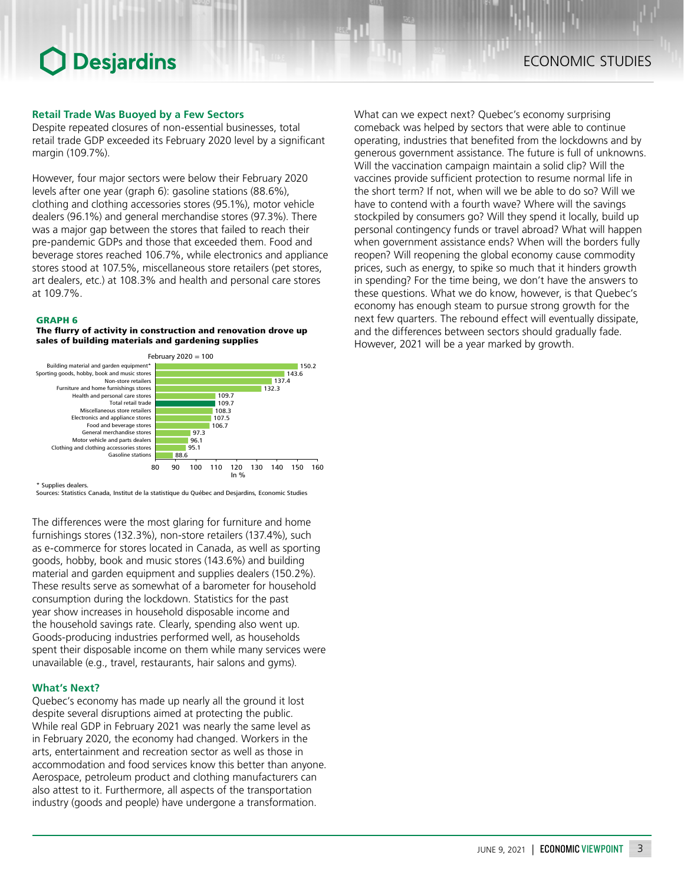### Retail Trade Was Buoyed by a Few Sectors

Despite repeated closures of non-essential businesses, total retail trade GDP exceeded its February 2020 level by a significant margin (109.7%).

However, four major sectors were below their February 2020 levels after one year (graph 6): gasoline stations (88.6%), clothing and clothing accessories stores (95.1%), motor vehicle dealers (96.1%) and general merchandise stores (97.3%). There was a major gap between the stores that failed to reach their pre-pandemic GDPs and those that exceeded them. Food and beverage stores reached 106.7%, while electronics and appliance stores stood at 107.5%, miscellaneous store retailers (pet stores, art dealers, etc.) at 108.3% and health and personal care stores at 109.7%.

**GRAPH 6**
**The flurry of activity in construction and renovation drove up sales of building materials and gardening supplies**

February 2020 = 100

Building material and garden equipment*
Sporting goods, hobby, book and music stores
Non-store retailers
Furniture and home furnishings stores
Health and personal care stores
Total retail trade
Miscellaneous store retailers
Electronics and appliance stores
Food and beverage stores
General merchandise stores
Motor vehicle and parts dealers
Clothing and clothing accessories stores
Gasoline stations

150.2
143.6
137.4
132.3
109.7
109.7
108.3
107.5
106.7
97.3
96.1
95.1
88.6

80 90 100 110 120 130 140 150 160
In %

\* Supplies dealers.
Sources: Statistics Canada, Institut de la statistique du Québec and Desjardins, Economic Studies

The differences were the most glaring for furniture and home furnishings stores (132.3%), non-store retailers (137.4%), such as e-commerce for stores located in Canada, as well as sporting goods, hobby, book and music stores (143.6%) and building material and garden equipment and supplies dealers (150.2%). These results serve as somewhat of a barometer for household consumption during the lockdown. Statistics for the past year show increases in household disposable income and the household savings rate. Clearly, spending also went up. Goods-producing industries performed well, as households spent their disposable income on them while many services were unavailable (e.g., travel, restaurants, hair salons and gyms).

### What's Next?

Quebec's economy has made up nearly all the ground it lost despite several disruptions aimed at protecting the public. While real GDP in February 2021 was nearly the same level as in February 2020, the economy had changed. Workers in the arts, entertainment and recreation sector as well as those in accommodation and food services know this better than anyone. Aerospace, petroleum product and clothing manufacturers can also attest to it. Furthermore, all aspects of the transportation industry (goods and people) have undergone a transformation.

What can we expect next? Quebec's economy surprising comeback was helped by sectors that were able to continue operating, industries that benefited from the lockdowns and by generous government assistance. The future is full of unknowns. Will the vaccination campaign maintain a solid clip? Will the vaccines provide sufficient protection to resume normal life in the short term? If not, when will we be able to do so? Will we have to contend with a fourth wave? Where will the savings stockpiled by consumers go? Will they spend it locally, build up personal contingency funds or travel abroad? What will happen when government assistance ends? When will the borders fully reopen? Will reopening the global economy cause commodity prices, such as energy, to spike so much that it hinders growth in spending? For the time being, we don't have the answers to these questions. What we do know, however, is that Quebec's economy has enough steam to pursue strong growth for the next few quarters. The rebound effect will eventually dissipate, and the differences between sectors should gradually fade. However, 2021 will be a year marked by growth.